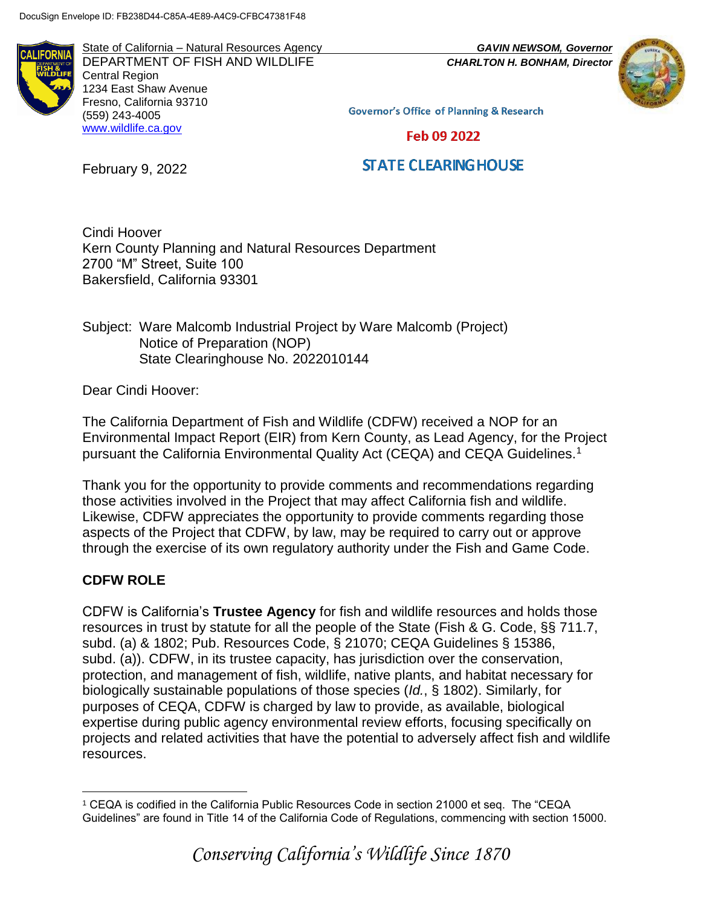DocuSign Envelope ID: FB238D44-C85A-4E89-A4C9-CFBC47381F48

State of California – Natural Resources Agency
DEPARTMENT OF FISH AND WILDLIFE
Central Region
1234 East Shaw Avenue
Fresno, California 93710
(559) 243-4005
www.wildlife.ca.gov

***GAVIN NEWSOM, Governor***
***CHARLTON H. BONHAM, Director***

Governor's Office of Planning & Research

Feb 09 2022

STATE CLEARINGHOUSE

February 9, 2022

Cindi Hoover
Kern County Planning and Natural Resources Department
2700 "M" Street, Suite 100
Bakersfield, California 93301

Subject: Ware Malcomb Industrial Project by Ware Malcomb (Project)
Notice of Preparation (NOP)
State Clearinghouse No. 2022010144

Dear Cindi Hoover:

The California Department of Fish and Wildlife (CDFW) received a NOP for an Environmental Impact Report (EIR) from Kern County, as Lead Agency, for the Project pursuant the California Environmental Quality Act (CEQA) and CEQA Guidelines.[1]

Thank you for the opportunity to provide comments and recommendations regarding those activities involved in the Project that may affect California fish and wildlife. Likewise, CDFW appreciates the opportunity to provide comments regarding those aspects of the Project that CDFW, by law, may be required to carry out or approve through the exercise of its own regulatory authority under the Fish and Game Code.

## CDFW ROLE

CDFW is California's **Trustee Agency** for fish and wildlife resources and holds those resources in trust by statute for all the people of the State (Fish & G. Code, §§ 711.7, subd. (a) & 1802; Pub. Resources Code, § 21070; CEQA Guidelines § 15386, subd. (a)). CDFW, in its trustee capacity, has jurisdiction over the conservation, protection, and management of fish, wildlife, native plants, and habitat necessary for biologically sustainable populations of those species (*Id.*, § 1802). Similarly, for purposes of CEQA, CDFW is charged by law to provide, as available, biological expertise during public agency environmental review efforts, focusing specifically on projects and related activities that have the potential to adversely affect fish and wildlife resources.

[1] CEQA is codified in the California Public Resources Code in section 21000 et seq. The "CEQA Guidelines" are found in Title 14 of the California Code of Regulations, commencing with section 15000.

*Conserving California's Wildlife Since 1870*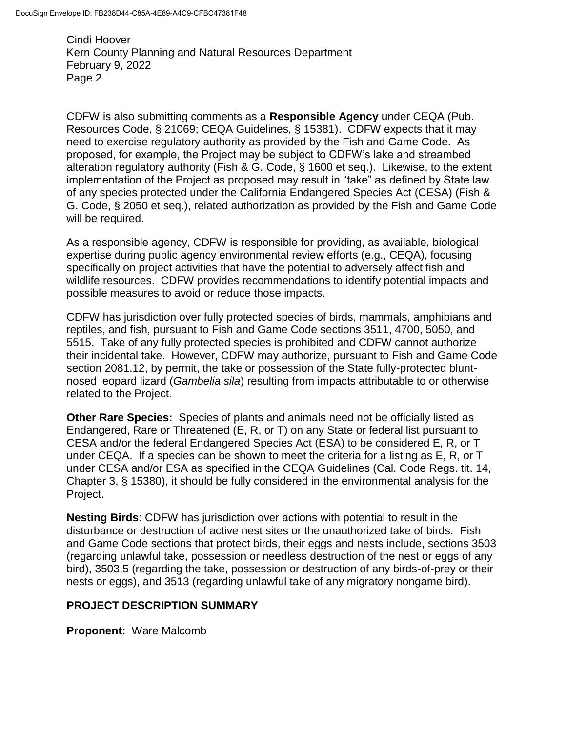CDFW is also submitting comments as a **Responsible Agency** under CEQA (Pub. Resources Code, § 21069; CEQA Guidelines, § 15381). CDFW expects that it may need to exercise regulatory authority as provided by the Fish and Game Code. As proposed, for example, the Project may be subject to CDFW's lake and streambed alteration regulatory authority (Fish & G. Code, § 1600 et seq.). Likewise, to the extent implementation of the Project as proposed may result in "take" as defined by State law of any species protected under the California Endangered Species Act (CESA) (Fish & G. Code, § 2050 et seq.), related authorization as provided by the Fish and Game Code will be required.

As a responsible agency, CDFW is responsible for providing, as available, biological expertise during public agency environmental review efforts (e.g., CEQA), focusing specifically on project activities that have the potential to adversely affect fish and wildlife resources. CDFW provides recommendations to identify potential impacts and possible measures to avoid or reduce those impacts.

CDFW has jurisdiction over fully protected species of birds, mammals, amphibians and reptiles, and fish, pursuant to Fish and Game Code sections 3511, 4700, 5050, and 5515. Take of any fully protected species is prohibited and CDFW cannot authorize their incidental take. However, CDFW may authorize, pursuant to Fish and Game Code section 2081.12, by permit, the take or possession of the State fully-protected blunt-nosed leopard lizard (*Gambelia sila*) resulting from impacts attributable to or otherwise related to the Project.

**Other Rare Species:** Species of plants and animals need not be officially listed as Endangered, Rare or Threatened (E, R, or T) on any State or federal list pursuant to CESA and/or the federal Endangered Species Act (ESA) to be considered E, R, or T under CEQA. If a species can be shown to meet the criteria for a listing as E, R, or T under CESA and/or ESA as specified in the CEQA Guidelines (Cal. Code Regs. tit. 14, Chapter 3, § 15380), it should be fully considered in the environmental analysis for the Project.

**Nesting Birds**: CDFW has jurisdiction over actions with potential to result in the disturbance or destruction of active nest sites or the unauthorized take of birds. Fish and Game Code sections that protect birds, their eggs and nests include, sections 3503 (regarding unlawful take, possession or needless destruction of the nest or eggs of any bird), 3503.5 (regarding the take, possession or destruction of any birds-of-prey or their nests or eggs), and 3513 (regarding unlawful take of any migratory nongame bird).

## PROJECT DESCRIPTION SUMMARY

**Proponent:** Ware Malcomb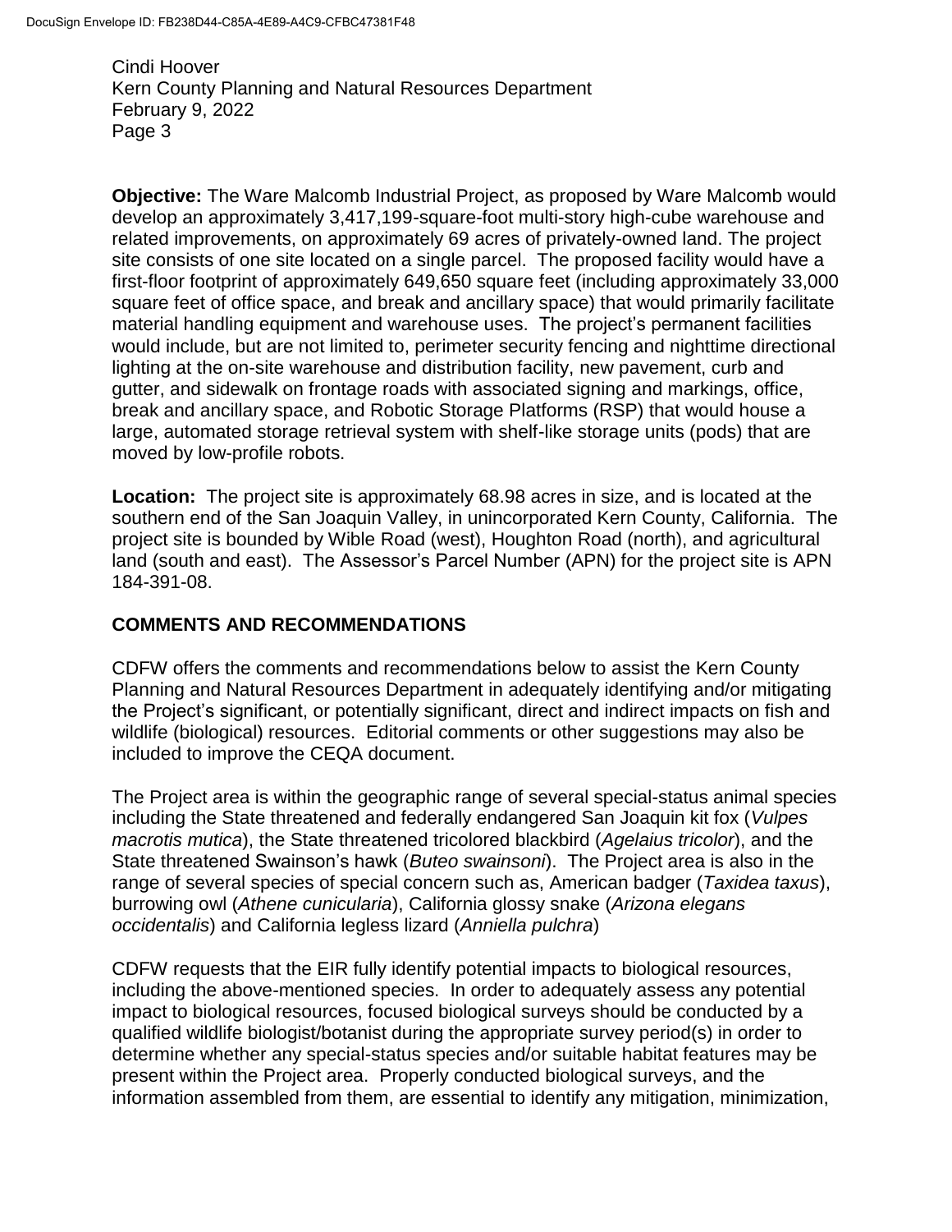**Objective:** The Ware Malcomb Industrial Project, as proposed by Ware Malcomb would develop an approximately 3,417,199-square-foot multi-story high-cube warehouse and related improvements, on approximately 69 acres of privately-owned land. The project site consists of one site located on a single parcel. The proposed facility would have a first-floor footprint of approximately 649,650 square feet (including approximately 33,000 square feet of office space, and break and ancillary space) that would primarily facilitate material handling equipment and warehouse uses. The project's permanent facilities would include, but are not limited to, perimeter security fencing and nighttime directional lighting at the on-site warehouse and distribution facility, new pavement, curb and gutter, and sidewalk on frontage roads with associated signing and markings, office, break and ancillary space, and Robotic Storage Platforms (RSP) that would house a large, automated storage retrieval system with shelf-like storage units (pods) that are moved by low-profile robots.

**Location:** The project site is approximately 68.98 acres in size, and is located at the southern end of the San Joaquin Valley, in unincorporated Kern County, California. The project site is bounded by Wible Road (west), Houghton Road (north), and agricultural land (south and east). The Assessor's Parcel Number (APN) for the project site is APN 184-391-08.

## COMMENTS AND RECOMMENDATIONS

CDFW offers the comments and recommendations below to assist the Kern County Planning and Natural Resources Department in adequately identifying and/or mitigating the Project's significant, or potentially significant, direct and indirect impacts on fish and wildlife (biological) resources. Editorial comments or other suggestions may also be included to improve the CEQA document.

The Project area is within the geographic range of several special-status animal species including the State threatened and federally endangered San Joaquin kit fox (*Vulpes macrotis mutica*), the State threatened tricolored blackbird (*Agelaius tricolor*), and the State threatened Swainson's hawk (*Buteo swainsoni*). The Project area is also in the range of several species of special concern such as, American badger (*Taxidea taxus*), burrowing owl (*Athene cunicularia*), California glossy snake (*Arizona elegans occidentalis*) and California legless lizard (*Anniella pulchra*)

CDFW requests that the EIR fully identify potential impacts to biological resources, including the above-mentioned species. In order to adequately assess any potential impact to biological resources, focused biological surveys should be conducted by a qualified wildlife biologist/botanist during the appropriate survey period(s) in order to determine whether any special-status species and/or suitable habitat features may be present within the Project area. Properly conducted biological surveys, and the information assembled from them, are essential to identify any mitigation, minimization,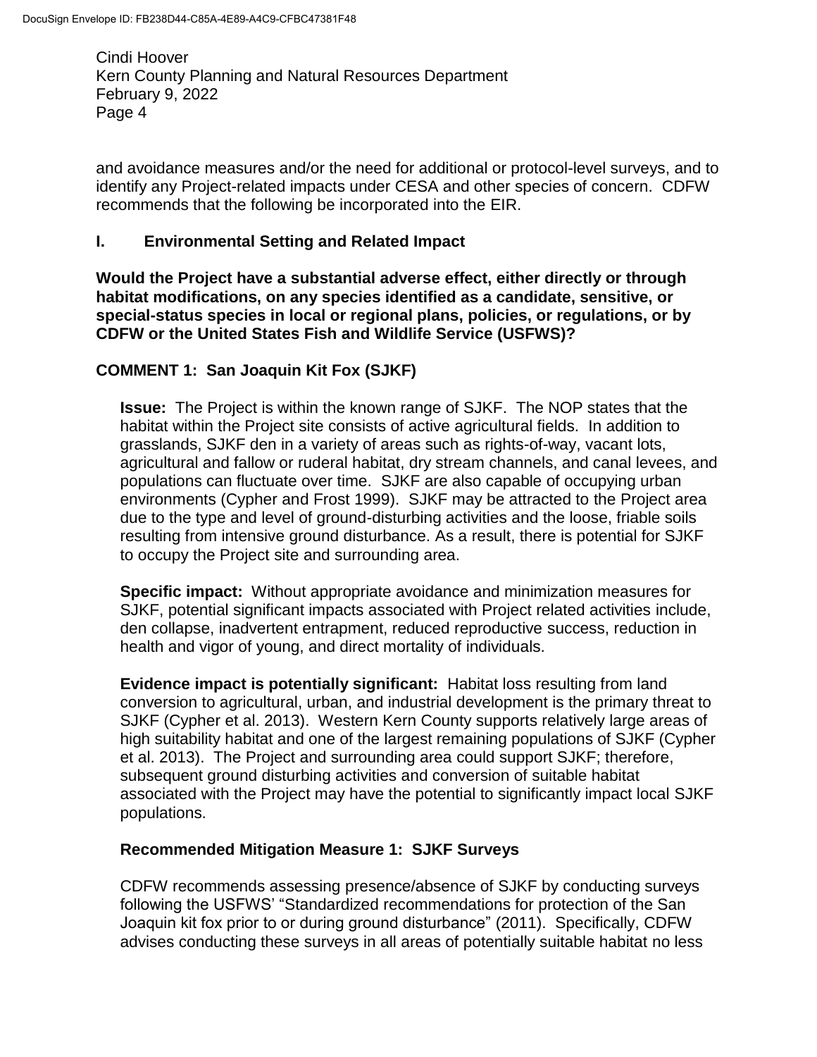and avoidance measures and/or the need for additional or protocol-level surveys, and to identify any Project-related impacts under CESA and other species of concern. CDFW recommends that the following be incorporated into the EIR.

## I. Environmental Setting and Related Impact

**Would the Project have a substantial adverse effect, either directly or through habitat modifications, on any species identified as a candidate, sensitive, or special-status species in local or regional plans, policies, or regulations, or by CDFW or the United States Fish and Wildlife Service (USFWS)?**

### COMMENT 1: San Joaquin Kit Fox (SJKF)

**Issue:** The Project is within the known range of SJKF. The NOP states that the habitat within the Project site consists of active agricultural fields. In addition to grasslands, SJKF den in a variety of areas such as rights-of-way, vacant lots, agricultural and fallow or ruderal habitat, dry stream channels, and canal levees, and populations can fluctuate over time. SJKF are also capable of occupying urban environments (Cypher and Frost 1999). SJKF may be attracted to the Project area due to the type and level of ground-disturbing activities and the loose, friable soils resulting from intensive ground disturbance. As a result, there is potential for SJKF to occupy the Project site and surrounding area.

**Specific impact:** Without appropriate avoidance and minimization measures for SJKF, potential significant impacts associated with Project related activities include, den collapse, inadvertent entrapment, reduced reproductive success, reduction in health and vigor of young, and direct mortality of individuals.

**Evidence impact is potentially significant:** Habitat loss resulting from land conversion to agricultural, urban, and industrial development is the primary threat to SJKF (Cypher et al. 2013). Western Kern County supports relatively large areas of high suitability habitat and one of the largest remaining populations of SJKF (Cypher et al. 2013). The Project and surrounding area could support SJKF; therefore, subsequent ground disturbing activities and conversion of suitable habitat associated with the Project may have the potential to significantly impact local SJKF populations.

#### Recommended Mitigation Measure 1: SJKF Surveys

CDFW recommends assessing presence/absence of SJKF by conducting surveys following the USFWS' "Standardized recommendations for protection of the San Joaquin kit fox prior to or during ground disturbance" (2011). Specifically, CDFW advises conducting these surveys in all areas of potentially suitable habitat no less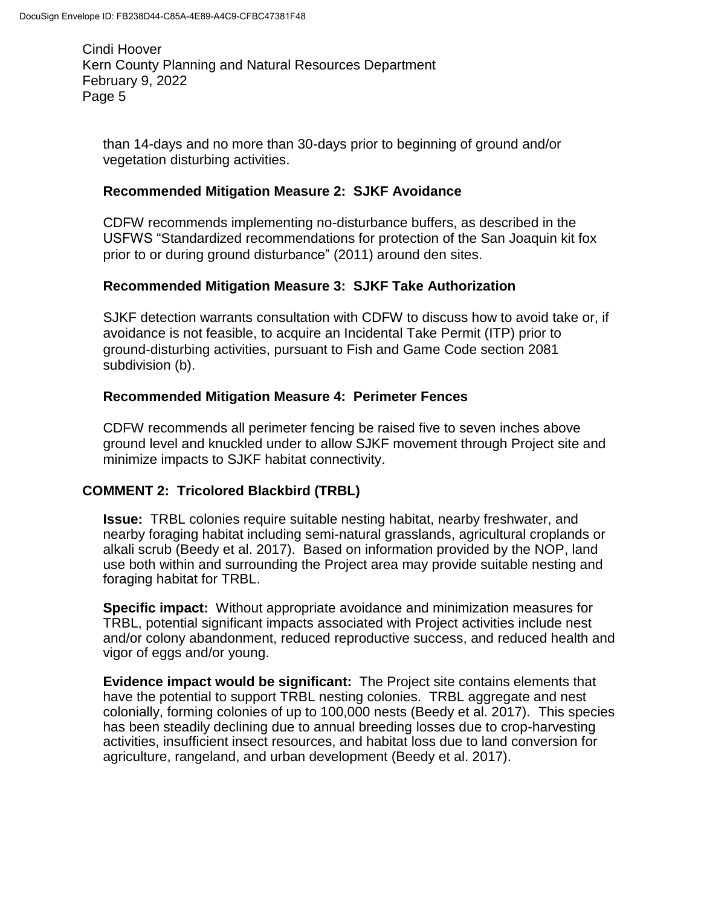than 14-days and no more than 30-days prior to beginning of ground and/or vegetation disturbing activities.

**Recommended Mitigation Measure 2: SJKF Avoidance**

CDFW recommends implementing no-disturbance buffers, as described in the USFWS "Standardized recommendations for protection of the San Joaquin kit fox prior to or during ground disturbance" (2011) around den sites.

**Recommended Mitigation Measure 3: SJKF Take Authorization**

SJKF detection warrants consultation with CDFW to discuss how to avoid take or, if avoidance is not feasible, to acquire an Incidental Take Permit (ITP) prior to ground-disturbing activities, pursuant to Fish and Game Code section 2081 subdivision (b).

**Recommended Mitigation Measure 4: Perimeter Fences**

CDFW recommends all perimeter fencing be raised five to seven inches above ground level and knuckled under to allow SJKF movement through Project site and minimize impacts to SJKF habitat connectivity.

**COMMENT 2: Tricolored Blackbird (TRBL)**

**Issue:** TRBL colonies require suitable nesting habitat, nearby freshwater, and nearby foraging habitat including semi-natural grasslands, agricultural croplands or alkali scrub (Beedy et al. 2017). Based on information provided by the NOP, land use both within and surrounding the Project area may provide suitable nesting and foraging habitat for TRBL.

**Specific impact:** Without appropriate avoidance and minimization measures for TRBL, potential significant impacts associated with Project activities include nest and/or colony abandonment, reduced reproductive success, and reduced health and vigor of eggs and/or young.

**Evidence impact would be significant:** The Project site contains elements that have the potential to support TRBL nesting colonies. TRBL aggregate and nest colonially, forming colonies of up to 100,000 nests (Beedy et al. 2017). This species has been steadily declining due to annual breeding losses due to crop-harvesting activities, insufficient insect resources, and habitat loss due to land conversion for agriculture, rangeland, and urban development (Beedy et al. 2017).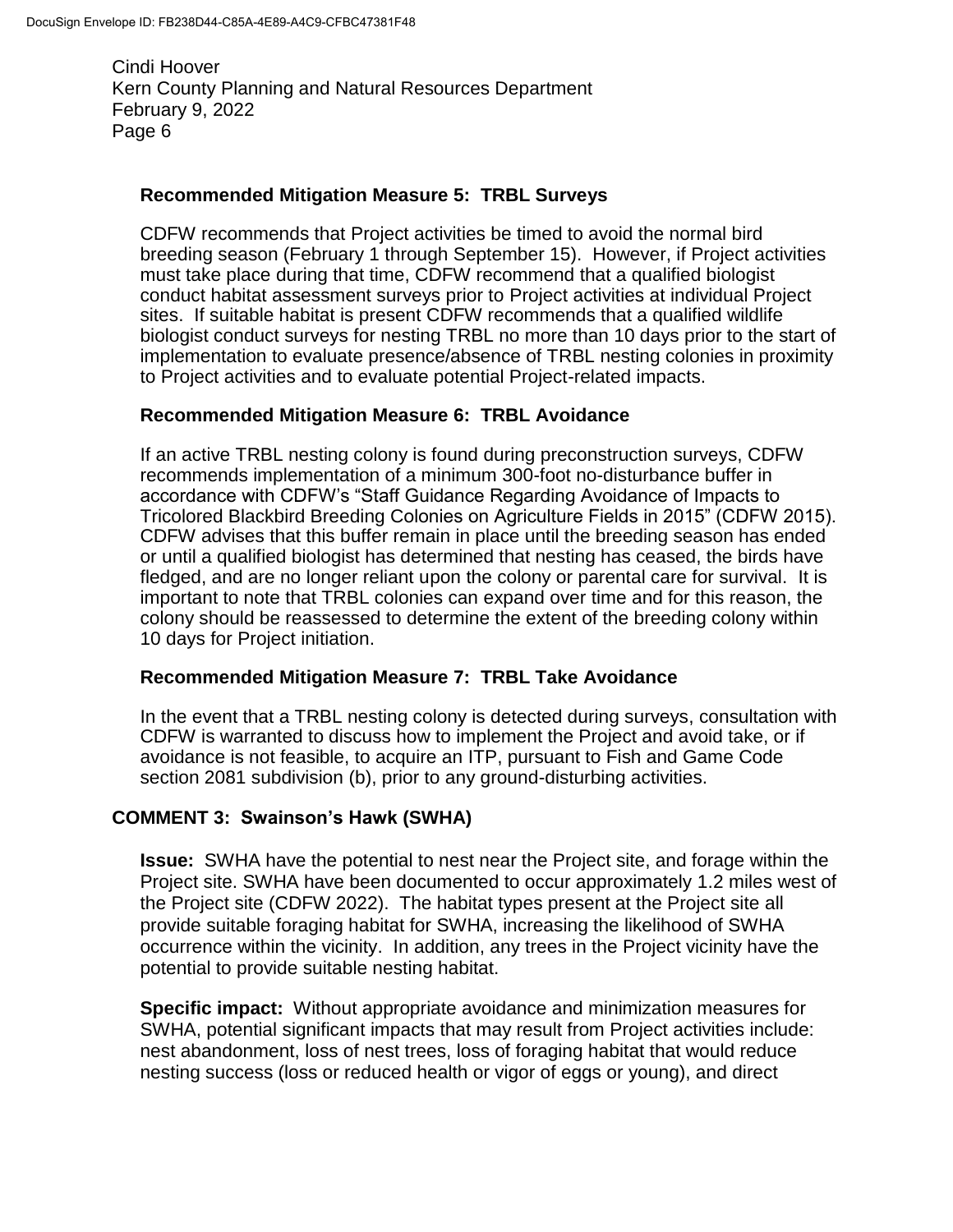### Recommended Mitigation Measure 5: TRBL Surveys

CDFW recommends that Project activities be timed to avoid the normal bird breeding season (February 1 through September 15). However, if Project activities must take place during that time, CDFW recommend that a qualified biologist conduct habitat assessment surveys prior to Project activities at individual Project sites. If suitable habitat is present CDFW recommends that a qualified wildlife biologist conduct surveys for nesting TRBL no more than 10 days prior to the start of implementation to evaluate presence/absence of TRBL nesting colonies in proximity to Project activities and to evaluate potential Project-related impacts.

### Recommended Mitigation Measure 6: TRBL Avoidance

If an active TRBL nesting colony is found during preconstruction surveys, CDFW recommends implementation of a minimum 300-foot no-disturbance buffer in accordance with CDFW's "Staff Guidance Regarding Avoidance of Impacts to Tricolored Blackbird Breeding Colonies on Agriculture Fields in 2015" (CDFW 2015). CDFW advises that this buffer remain in place until the breeding season has ended or until a qualified biologist has determined that nesting has ceased, the birds have fledged, and are no longer reliant upon the colony or parental care for survival. It is important to note that TRBL colonies can expand over time and for this reason, the colony should be reassessed to determine the extent of the breeding colony within 10 days for Project initiation.

### Recommended Mitigation Measure 7: TRBL Take Avoidance

In the event that a TRBL nesting colony is detected during surveys, consultation with CDFW is warranted to discuss how to implement the Project and avoid take, or if avoidance is not feasible, to acquire an ITP, pursuant to Fish and Game Code section 2081 subdivision (b), prior to any ground-disturbing activities.

## COMMENT 3: Swainson's Hawk (SWHA)

**Issue:** SWHA have the potential to nest near the Project site, and forage within the Project site. SWHA have been documented to occur approximately 1.2 miles west of the Project site (CDFW 2022). The habitat types present at the Project site all provide suitable foraging habitat for SWHA, increasing the likelihood of SWHA occurrence within the vicinity. In addition, any trees in the Project vicinity have the potential to provide suitable nesting habitat.

**Specific impact:** Without appropriate avoidance and minimization measures for SWHA, potential significant impacts that may result from Project activities include: nest abandonment, loss of nest trees, loss of foraging habitat that would reduce nesting success (loss or reduced health or vigor of eggs or young), and direct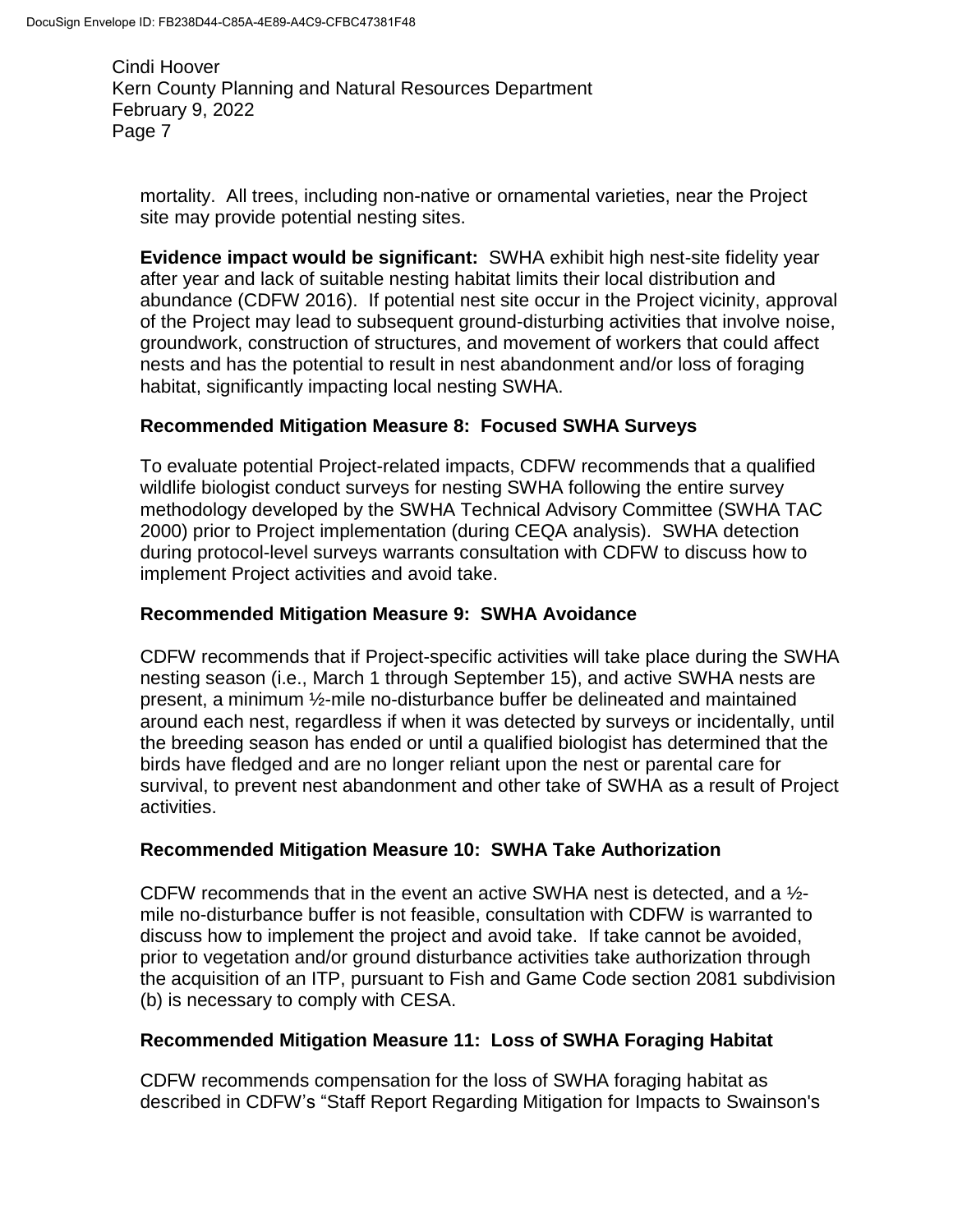mortality. All trees, including non-native or ornamental varieties, near the Project site may provide potential nesting sites.

**Evidence impact would be significant:** SWHA exhibit high nest-site fidelity year after year and lack of suitable nesting habitat limits their local distribution and abundance (CDFW 2016). If potential nest site occur in the Project vicinity, approval of the Project may lead to subsequent ground-disturbing activities that involve noise, groundwork, construction of structures, and movement of workers that could affect nests and has the potential to result in nest abandonment and/or loss of foraging habitat, significantly impacting local nesting SWHA.

**Recommended Mitigation Measure 8: Focused SWHA Surveys**

To evaluate potential Project-related impacts, CDFW recommends that a qualified wildlife biologist conduct surveys for nesting SWHA following the entire survey methodology developed by the SWHA Technical Advisory Committee (SWHA TAC 2000) prior to Project implementation (during CEQA analysis). SWHA detection during protocol-level surveys warrants consultation with CDFW to discuss how to implement Project activities and avoid take.

**Recommended Mitigation Measure 9: SWHA Avoidance**

CDFW recommends that if Project-specific activities will take place during the SWHA nesting season (i.e., March 1 through September 15), and active SWHA nests are present, a minimum ½-mile no-disturbance buffer be delineated and maintained around each nest, regardless if when it was detected by surveys or incidentally, until the breeding season has ended or until a qualified biologist has determined that the birds have fledged and are no longer reliant upon the nest or parental care for survival, to prevent nest abandonment and other take of SWHA as a result of Project activities.

**Recommended Mitigation Measure 10: SWHA Take Authorization**

CDFW recommends that in the event an active SWHA nest is detected, and a ½-mile no-disturbance buffer is not feasible, consultation with CDFW is warranted to discuss how to implement the project and avoid take. If take cannot be avoided, prior to vegetation and/or ground disturbance activities take authorization through the acquisition of an ITP, pursuant to Fish and Game Code section 2081 subdivision (b) is necessary to comply with CESA.

**Recommended Mitigation Measure 11: Loss of SWHA Foraging Habitat**

CDFW recommends compensation for the loss of SWHA foraging habitat as described in CDFW's "Staff Report Regarding Mitigation for Impacts to Swainson's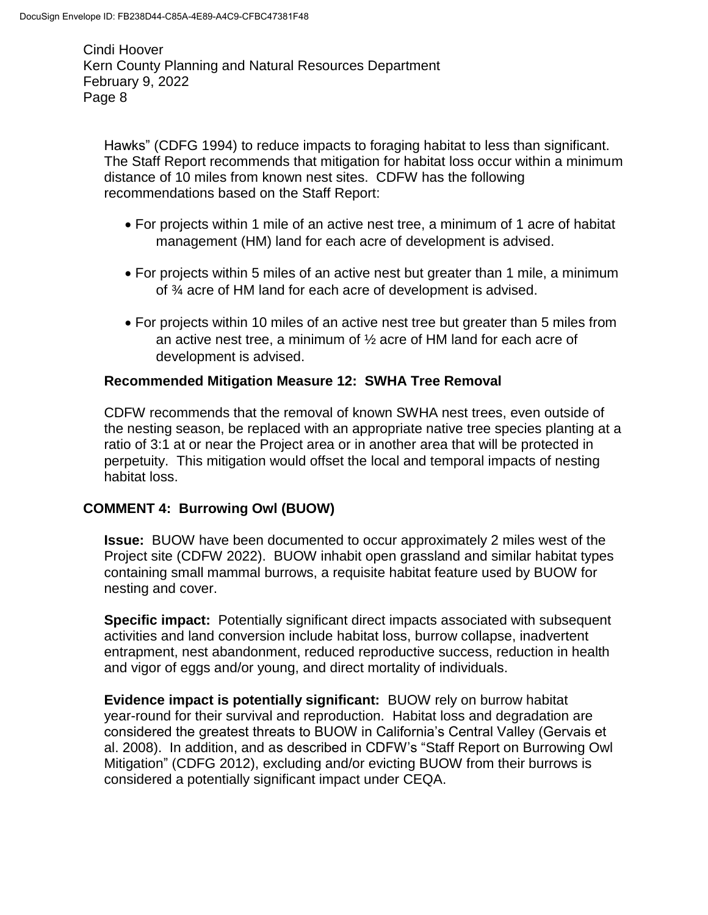Hawks" (CDFG 1994) to reduce impacts to foraging habitat to less than significant. The Staff Report recommends that mitigation for habitat loss occur within a minimum distance of 10 miles from known nest sites. CDFW has the following recommendations based on the Staff Report:

- For projects within 1 mile of an active nest tree, a minimum of 1 acre of habitat management (HM) land for each acre of development is advised.
- For projects within 5 miles of an active nest but greater than 1 mile, a minimum of ¾ acre of HM land for each acre of development is advised.
- For projects within 10 miles of an active nest tree but greater than 5 miles from an active nest tree, a minimum of ½ acre of HM land for each acre of development is advised.

**Recommended Mitigation Measure 12: SWHA Tree Removal**

CDFW recommends that the removal of known SWHA nest trees, even outside of the nesting season, be replaced with an appropriate native tree species planting at a ratio of 3:1 at or near the Project area or in another area that will be protected in perpetuity. This mitigation would offset the local and temporal impacts of nesting habitat loss.

**COMMENT 4: Burrowing Owl (BUOW)**

**Issue:** BUOW have been documented to occur approximately 2 miles west of the Project site (CDFW 2022). BUOW inhabit open grassland and similar habitat types containing small mammal burrows, a requisite habitat feature used by BUOW for nesting and cover.

**Specific impact:** Potentially significant direct impacts associated with subsequent activities and land conversion include habitat loss, burrow collapse, inadvertent entrapment, nest abandonment, reduced reproductive success, reduction in health and vigor of eggs and/or young, and direct mortality of individuals.

**Evidence impact is potentially significant:** BUOW rely on burrow habitat year-round for their survival and reproduction. Habitat loss and degradation are considered the greatest threats to BUOW in California's Central Valley (Gervais et al. 2008). In addition, and as described in CDFW's "Staff Report on Burrowing Owl Mitigation" (CDFG 2012), excluding and/or evicting BUOW from their burrows is considered a potentially significant impact under CEQA.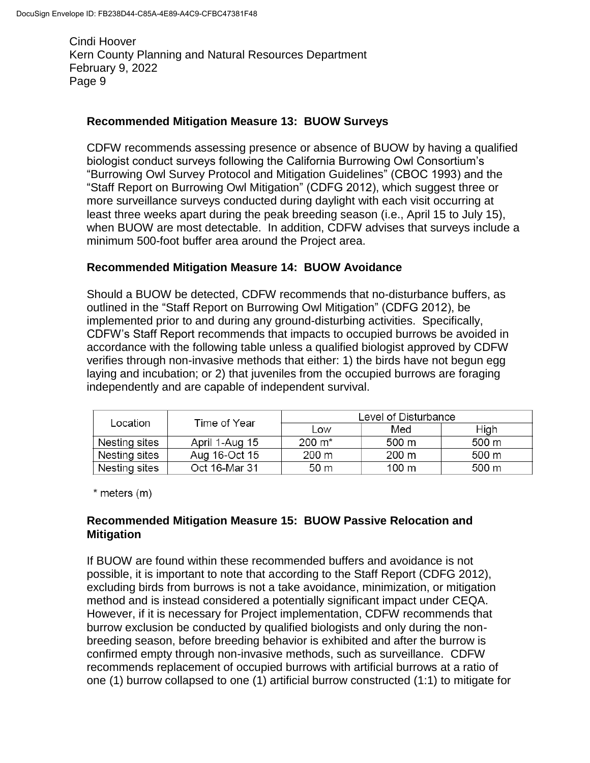### Recommended Mitigation Measure 13: BUOW Surveys

CDFW recommends assessing presence or absence of BUOW by having a qualified biologist conduct surveys following the California Burrowing Owl Consortium's "Burrowing Owl Survey Protocol and Mitigation Guidelines" (CBOC 1993) and the "Staff Report on Burrowing Owl Mitigation" (CDFG 2012), which suggest three or more surveillance surveys conducted during daylight with each visit occurring at least three weeks apart during the peak breeding season (i.e., April 15 to July 15), when BUOW are most detectable. In addition, CDFW advises that surveys include a minimum 500-foot buffer area around the Project area.

### Recommended Mitigation Measure 14: BUOW Avoidance

Should a BUOW be detected, CDFW recommends that no-disturbance buffers, as outlined in the "Staff Report on Burrowing Owl Mitigation" (CDFG 2012), be implemented prior to and during any ground-disturbing activities. Specifically, CDFW's Staff Report recommends that impacts to occupied burrows be avoided in accordance with the following table unless a qualified biologist approved by CDFW verifies through non-invasive methods that either: 1) the birds have not begun egg laying and incubation; or 2) that juveniles from the occupied burrows are foraging independently and are capable of independent survival.

| Location | Time of Year | Level of Disturbance | | |
|---|---|---|---|---|
| | | Low | Med | High |
| Nesting sites | April 1-Aug 15 | 200 m* | 500 m | 500 m |
| Nesting sites | Aug 16-Oct 15 | 200 m | 200 m | 500 m |
| Nesting sites | Oct 16-Mar 31 | 50 m | 100 m | 500 m |

\* meters (m)

### Recommended Mitigation Measure 15: BUOW Passive Relocation and Mitigation

If BUOW are found within these recommended buffers and avoidance is not possible, it is important to note that according to the Staff Report (CDFG 2012), excluding birds from burrows is not a take avoidance, minimization, or mitigation method and is instead considered a potentially significant impact under CEQA. However, if it is necessary for Project implementation, CDFW recommends that burrow exclusion be conducted by qualified biologists and only during the non-breeding season, before breeding behavior is exhibited and after the burrow is confirmed empty through non-invasive methods, such as surveillance. CDFW recommends replacement of occupied burrows with artificial burrows at a ratio of one (1) burrow collapsed to one (1) artificial burrow constructed (1:1) to mitigate for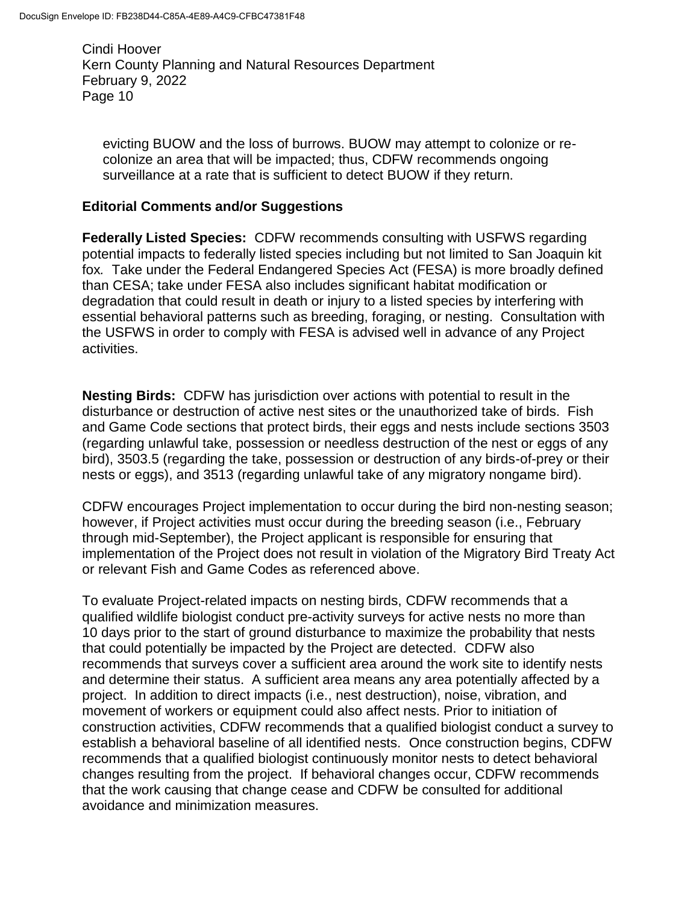evicting BUOW and the loss of burrows. BUOW may attempt to colonize or re-colonize an area that will be impacted; thus, CDFW recommends ongoing surveillance at a rate that is sufficient to detect BUOW if they return.

## Editorial Comments and/or Suggestions

**Federally Listed Species:** CDFW recommends consulting with USFWS regarding potential impacts to federally listed species including but not limited to San Joaquin kit fox. Take under the Federal Endangered Species Act (FESA) is more broadly defined than CESA; take under FESA also includes significant habitat modification or degradation that could result in death or injury to a listed species by interfering with essential behavioral patterns such as breeding, foraging, or nesting. Consultation with the USFWS in order to comply with FESA is advised well in advance of any Project activities.

**Nesting Birds:** CDFW has jurisdiction over actions with potential to result in the disturbance or destruction of active nest sites or the unauthorized take of birds. Fish and Game Code sections that protect birds, their eggs and nests include sections 3503 (regarding unlawful take, possession or needless destruction of the nest or eggs of any bird), 3503.5 (regarding the take, possession or destruction of any birds-of-prey or their nests or eggs), and 3513 (regarding unlawful take of any migratory nongame bird).

CDFW encourages Project implementation to occur during the bird non-nesting season; however, if Project activities must occur during the breeding season (i.e., February through mid-September), the Project applicant is responsible for ensuring that implementation of the Project does not result in violation of the Migratory Bird Treaty Act or relevant Fish and Game Codes as referenced above.

To evaluate Project-related impacts on nesting birds, CDFW recommends that a qualified wildlife biologist conduct pre-activity surveys for active nests no more than 10 days prior to the start of ground disturbance to maximize the probability that nests that could potentially be impacted by the Project are detected. CDFW also recommends that surveys cover a sufficient area around the work site to identify nests and determine their status. A sufficient area means any area potentially affected by a project. In addition to direct impacts (i.e., nest destruction), noise, vibration, and movement of workers or equipment could also affect nests. Prior to initiation of construction activities, CDFW recommends that a qualified biologist conduct a survey to establish a behavioral baseline of all identified nests. Once construction begins, CDFW recommends that a qualified biologist continuously monitor nests to detect behavioral changes resulting from the project. If behavioral changes occur, CDFW recommends that the work causing that change cease and CDFW be consulted for additional avoidance and minimization measures.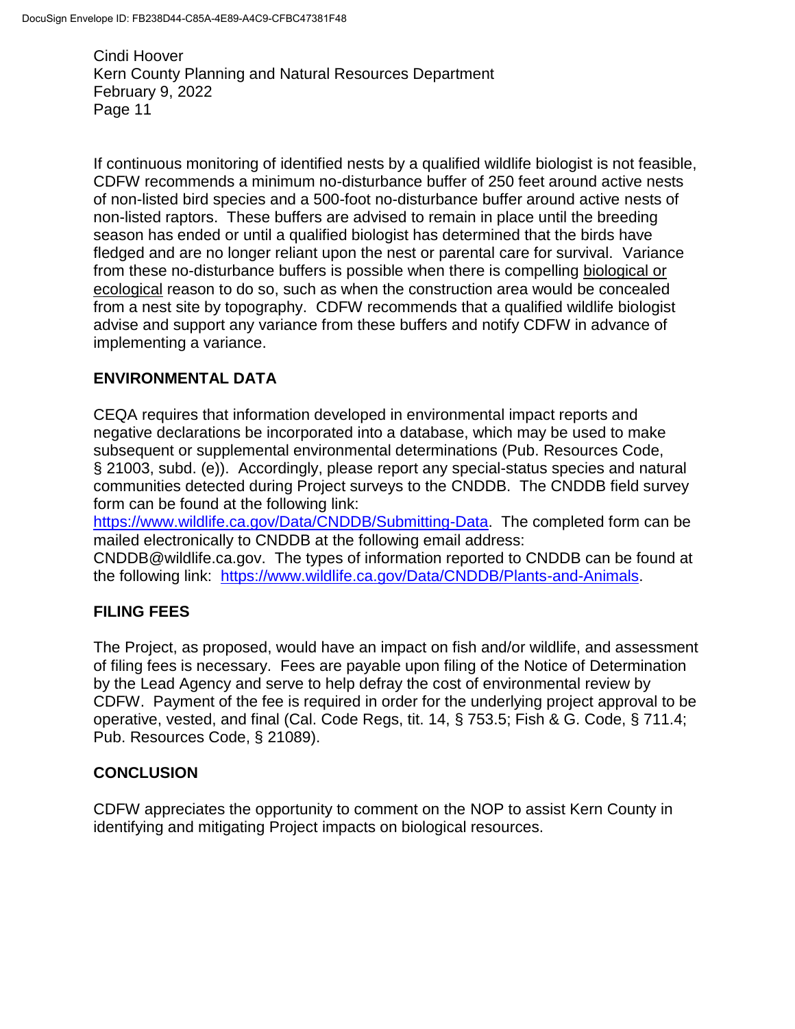If continuous monitoring of identified nests by a qualified wildlife biologist is not feasible, CDFW recommends a minimum no-disturbance buffer of 250 feet around active nests of non-listed bird species and a 500-foot no-disturbance buffer around active nests of non-listed raptors. These buffers are advised to remain in place until the breeding season has ended or until a qualified biologist has determined that the birds have fledged and are no longer reliant upon the nest or parental care for survival. Variance from these no-disturbance buffers is possible when there is compelling biological or ecological reason to do so, such as when the construction area would be concealed from a nest site by topography. CDFW recommends that a qualified wildlife biologist advise and support any variance from these buffers and notify CDFW in advance of implementing a variance.

## ENVIRONMENTAL DATA

CEQA requires that information developed in environmental impact reports and negative declarations be incorporated into a database, which may be used to make subsequent or supplemental environmental determinations (Pub. Resources Code, § 21003, subd. (e)). Accordingly, please report any special-status species and natural communities detected during Project surveys to the CNDDB. The CNDDB field survey form can be found at the following link: https://www.wildlife.ca.gov/Data/CNDDB/Submitting-Data. The completed form can be mailed electronically to CNDDB at the following email address: CNDDB@wildlife.ca.gov. The types of information reported to CNDDB can be found at the following link: https://www.wildlife.ca.gov/Data/CNDDB/Plants-and-Animals.

## FILING FEES

The Project, as proposed, would have an impact on fish and/or wildlife, and assessment of filing fees is necessary. Fees are payable upon filing of the Notice of Determination by the Lead Agency and serve to help defray the cost of environmental review by CDFW. Payment of the fee is required in order for the underlying project approval to be operative, vested, and final (Cal. Code Regs, tit. 14, § 753.5; Fish & G. Code, § 711.4; Pub. Resources Code, § 21089).

## CONCLUSION

CDFW appreciates the opportunity to comment on the NOP to assist Kern County in identifying and mitigating Project impacts on biological resources.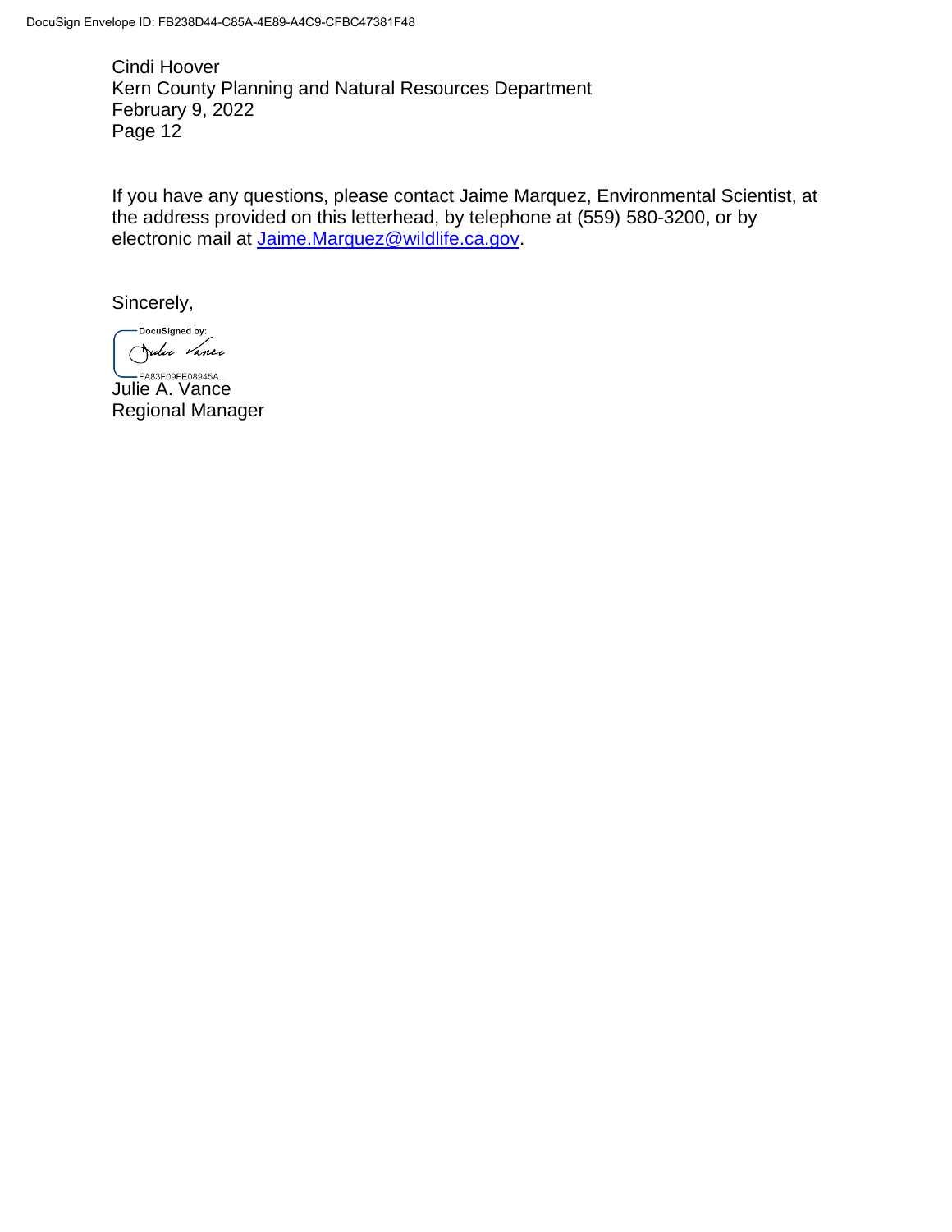If you have any questions, please contact Jaime Marquez, Environmental Scientist, at the address provided on this letterhead, by telephone at (559) 580-3200, or by electronic mail at [Jaime.Marquez@wildlife.ca.gov](mailto:Jaime.Marquez@wildlife.ca.gov).

Sincerely,

DocuSigned by:

FA83F09FE08945A...

Julie A. Vance
Regional Manager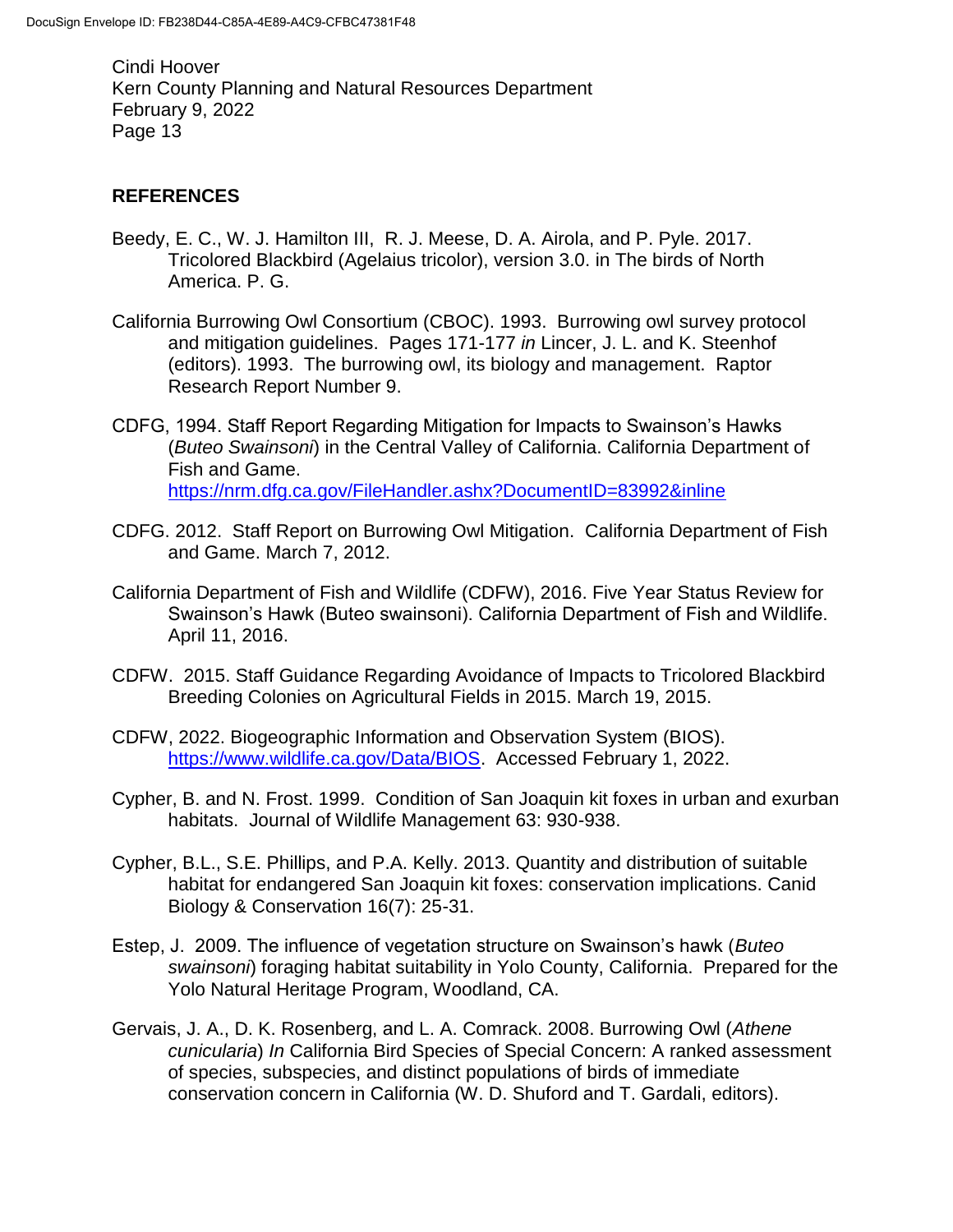## REFERENCES

Beedy, E. C., W. J. Hamilton III, R. J. Meese, D. A. Airola, and P. Pyle. 2017. Tricolored Blackbird (Agelaius tricolor), version 3.0. in The birds of North America. P. G.

California Burrowing Owl Consortium (CBOC). 1993. Burrowing owl survey protocol and mitigation guidelines. Pages 171-177 *in* Lincer, J. L. and K. Steenhof (editors). 1993. The burrowing owl, its biology and management. Raptor Research Report Number 9.

CDFG, 1994. Staff Report Regarding Mitigation for Impacts to Swainson's Hawks (*Buteo Swainsoni*) in the Central Valley of California. California Department of Fish and Game. https://nrm.dfg.ca.gov/FileHandler.ashx?DocumentID=83992&inline

CDFG. 2012. Staff Report on Burrowing Owl Mitigation. California Department of Fish and Game. March 7, 2012.

California Department of Fish and Wildlife (CDFW), 2016. Five Year Status Review for Swainson's Hawk (Buteo swainsoni). California Department of Fish and Wildlife. April 11, 2016.

CDFW. 2015. Staff Guidance Regarding Avoidance of Impacts to Tricolored Blackbird Breeding Colonies on Agricultural Fields in 2015. March 19, 2015.

CDFW, 2022. Biogeographic Information and Observation System (BIOS). https://www.wildlife.ca.gov/Data/BIOS. Accessed February 1, 2022.

Cypher, B. and N. Frost. 1999. Condition of San Joaquin kit foxes in urban and exurban habitats. Journal of Wildlife Management 63: 930-938.

Cypher, B.L., S.E. Phillips, and P.A. Kelly. 2013. Quantity and distribution of suitable habitat for endangered San Joaquin kit foxes: conservation implications. Canid Biology & Conservation 16(7): 25-31.

Estep, J. 2009. The influence of vegetation structure on Swainson's hawk (*Buteo swainsoni*) foraging habitat suitability in Yolo County, California. Prepared for the Yolo Natural Heritage Program, Woodland, CA.

Gervais, J. A., D. K. Rosenberg, and L. A. Comrack. 2008. Burrowing Owl (*Athene cunicularia*) *In* California Bird Species of Special Concern: A ranked assessment of species, subspecies, and distinct populations of birds of immediate conservation concern in California (W. D. Shuford and T. Gardali, editors).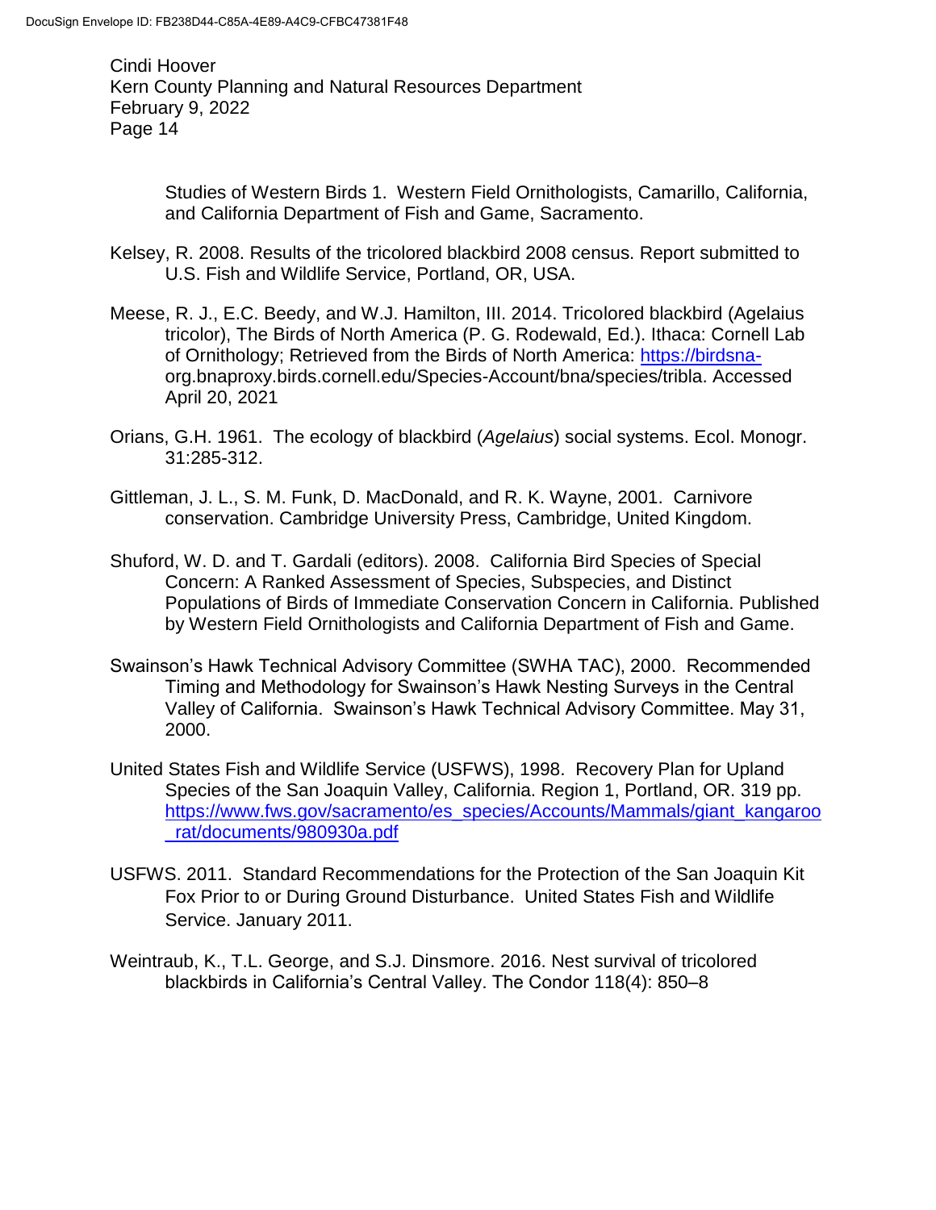Studies of Western Birds 1. Western Field Ornithologists, Camarillo, California, and California Department of Fish and Game, Sacramento.

Kelsey, R. 2008. Results of the tricolored blackbird 2008 census. Report submitted to U.S. Fish and Wildlife Service, Portland, OR, USA.

Meese, R. J., E.C. Beedy, and W.J. Hamilton, III. 2014. Tricolored blackbird (Agelaius tricolor), The Birds of North America (P. G. Rodewald, Ed.). Ithaca: Cornell Lab of Ornithology; Retrieved from the Birds of North America: https://birdsna-org.bnaproxy.birds.cornell.edu/Species-Account/bna/species/tribla. Accessed April 20, 2021

Orians, G.H. 1961. The ecology of blackbird (*Agelaius*) social systems. Ecol. Monogr. 31:285-312.

Gittleman, J. L., S. M. Funk, D. MacDonald, and R. K. Wayne, 2001. Carnivore conservation. Cambridge University Press, Cambridge, United Kingdom.

Shuford, W. D. and T. Gardali (editors). 2008. California Bird Species of Special Concern: A Ranked Assessment of Species, Subspecies, and Distinct Populations of Birds of Immediate Conservation Concern in California. Published by Western Field Ornithologists and California Department of Fish and Game.

Swainson's Hawk Technical Advisory Committee (SWHA TAC), 2000. Recommended Timing and Methodology for Swainson's Hawk Nesting Surveys in the Central Valley of California. Swainson's Hawk Technical Advisory Committee. May 31, 2000.

United States Fish and Wildlife Service (USFWS), 1998. Recovery Plan for Upland Species of the San Joaquin Valley, California. Region 1, Portland, OR. 319 pp. https://www.fws.gov/sacramento/es_species/Accounts/Mammals/giant_kangaroo_rat/documents/980930a.pdf

USFWS. 2011. Standard Recommendations for the Protection of the San Joaquin Kit Fox Prior to or During Ground Disturbance. United States Fish and Wildlife Service. January 2011.

Weintraub, K., T.L. George, and S.J. Dinsmore. 2016. Nest survival of tricolored blackbirds in California's Central Valley. The Condor 118(4): 850–8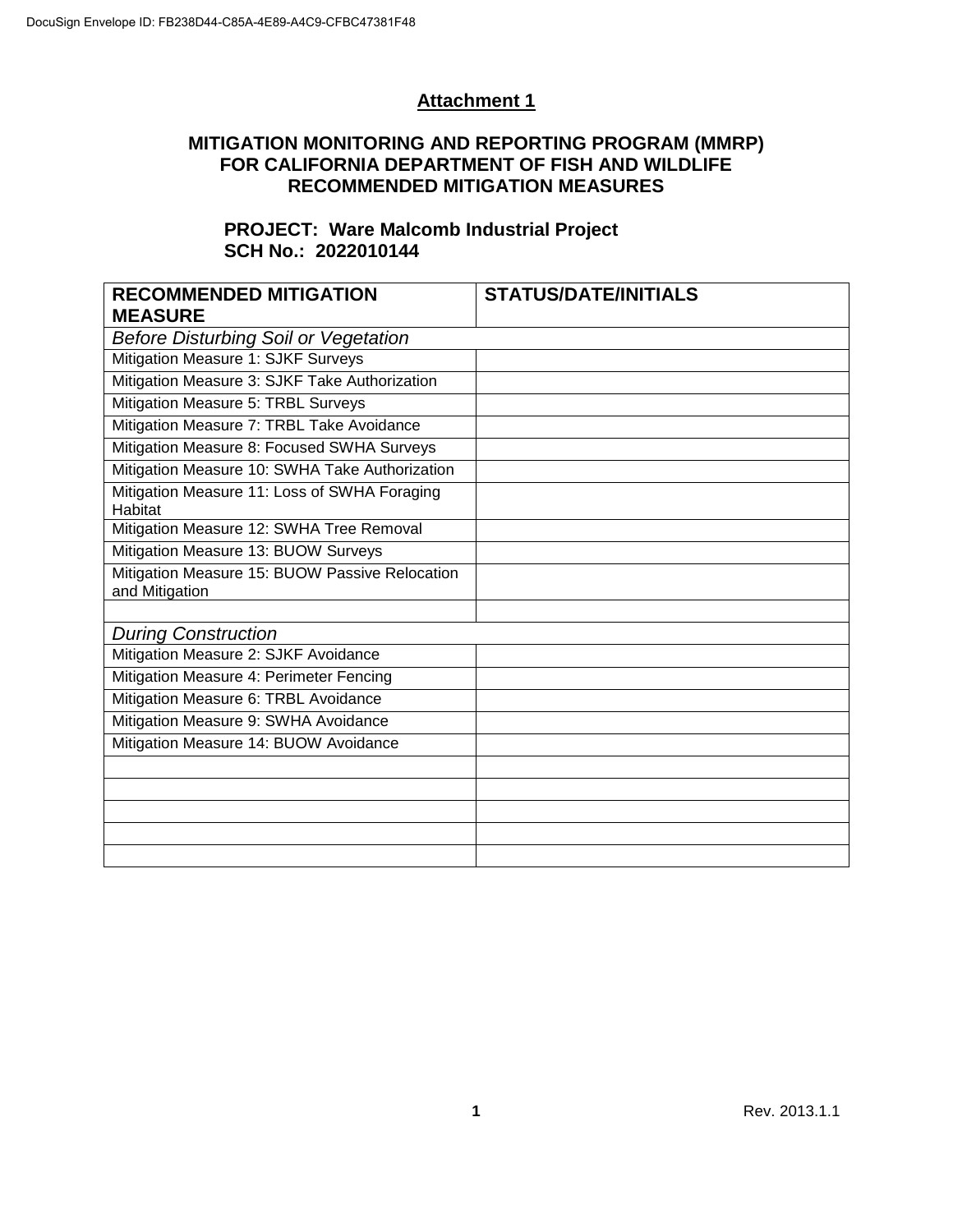# Attachment 1

## MITIGATION MONITORING AND REPORTING PROGRAM (MMRP) FOR CALIFORNIA DEPARTMENT OF FISH AND WILDLIFE RECOMMENDED MITIGATION MEASURES

**PROJECT: Ware Malcomb Industrial Project**
**SCH No.: 2022010144**

| RECOMMENDED MITIGATION MEASURE | STATUS/DATE/INITIALS |
|---|---|
| *Before Disturbing Soil or Vegetation* | |
| Mitigation Measure 1: SJKF Surveys | |
| Mitigation Measure 3: SJKF Take Authorization | |
| Mitigation Measure 5: TRBL Surveys | |
| Mitigation Measure 7: TRBL Take Avoidance | |
| Mitigation Measure 8: Focused SWHA Surveys | |
| Mitigation Measure 10: SWHA Take Authorization | |
| Mitigation Measure 11: Loss of SWHA Foraging Habitat | |
| Mitigation Measure 12: SWHA Tree Removal | |
| Mitigation Measure 13: BUOW Surveys | |
| Mitigation Measure 15: BUOW Passive Relocation and Mitigation | |
| | |
| *During Construction* | |
| Mitigation Measure 2: SJKF Avoidance | |
| Mitigation Measure 4: Perimeter Fencing | |
| Mitigation Measure 6: TRBL Avoidance | |
| Mitigation Measure 9: SWHA Avoidance | |
| Mitigation Measure 14: BUOW Avoidance | |
| | |
| | |
| | |
| | |
| | |

Rev. 2013.1.1